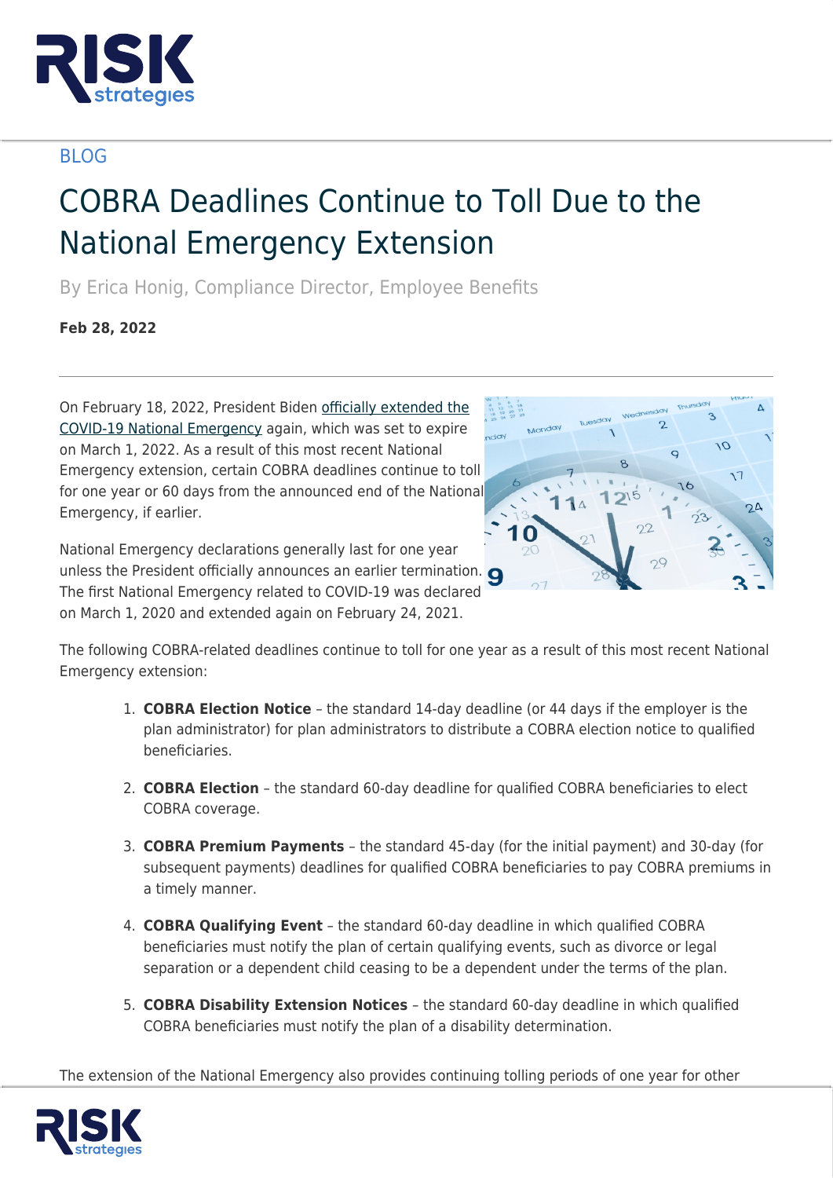BLOG

# COBRA Deadlines Continue to Toll Due to the National Emergency Extension

By Erica Honig, Compliance Director, Employee Benefits

**Feb 28, 2022**

On February 18, 2022, President Biden officially extended the COVID-19 National Emergency again, which was set to expire on March 1, 2022. As a result of this most recent National Emergency extension, certain COBRA deadlines continue to toll for one year or 60 days from the announced end of the National Emergency, if earlier.

National Emergency declarations generally last for one year unless the President officially announces an earlier termination. The first National Emergency related to COVID-19 was declared on March 1, 2020 and extended again on February 24, 2021.

The following COBRA-related deadlines continue to toll for one year as a result of this most recent National Emergency extension:

1. **COBRA Election Notice** – the standard 14-day deadline (or 44 days if the employer is the plan administrator) for plan administrators to distribute a COBRA election notice to qualified beneficiaries.
2. **COBRA Election** – the standard 60-day deadline for qualified COBRA beneficiaries to elect COBRA coverage.
3. **COBRA Premium Payments** – the standard 45-day (for the initial payment) and 30-day (for subsequent payments) deadlines for qualified COBRA beneficiaries to pay COBRA premiums in a timely manner.
4. **COBRA Qualifying Event** – the standard 60-day deadline in which qualified COBRA beneficiaries must notify the plan of certain qualifying events, such as divorce or legal separation or a dependent child ceasing to be a dependent under the terms of the plan.
5. **COBRA Disability Extension Notices** – the standard 60-day deadline in which qualified COBRA beneficiaries must notify the plan of a disability determination.

The extension of the National Emergency also provides continuing tolling periods of one year for other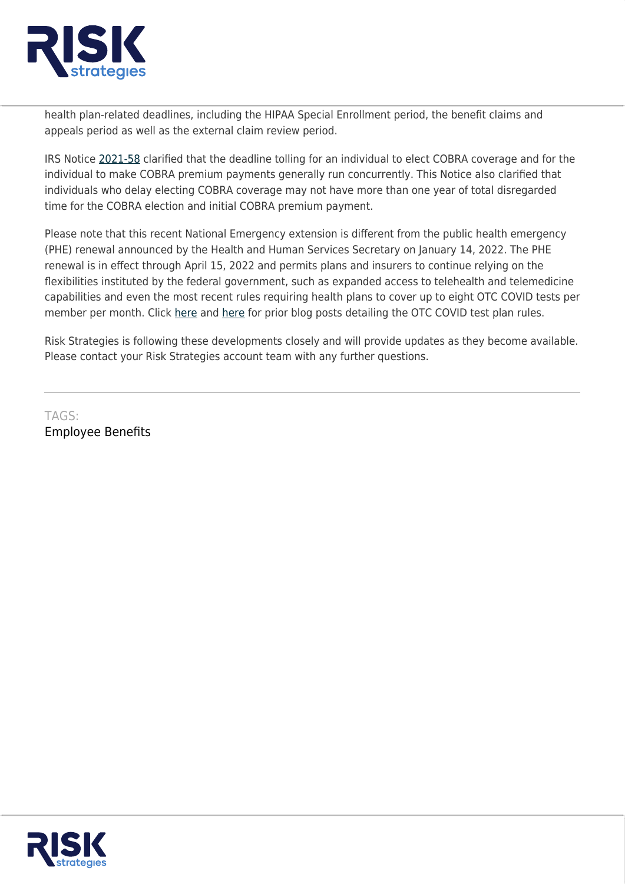health plan-related deadlines, including the HIPAA Special Enrollment period, the benefit claims and appeals period as well as the external claim review period.

IRS Notice 2021-58 clarified that the deadline tolling for an individual to elect COBRA coverage and for the individual to make COBRA premium payments generally run concurrently. This Notice also clarified that individuals who delay electing COBRA coverage may not have more than one year of total disregarded time for the COBRA election and initial COBRA premium payment.

Please note that this recent National Emergency extension is different from the public health emergency (PHE) renewal announced by the Health and Human Services Secretary on January 14, 2022. The PHE renewal is in effect through April 15, 2022 and permits plans and insurers to continue relying on the flexibilities instituted by the federal government, such as expanded access to telehealth and telemedicine capabilities and even the most recent rules requiring health plans to cover up to eight OTC COVID tests per member per month. Click here and here for prior blog posts detailing the OTC COVID test plan rules.

Risk Strategies is following these developments closely and will provide updates as they become available. Please contact your Risk Strategies account team with any further questions.

---

TAGS:
Employee Benefits